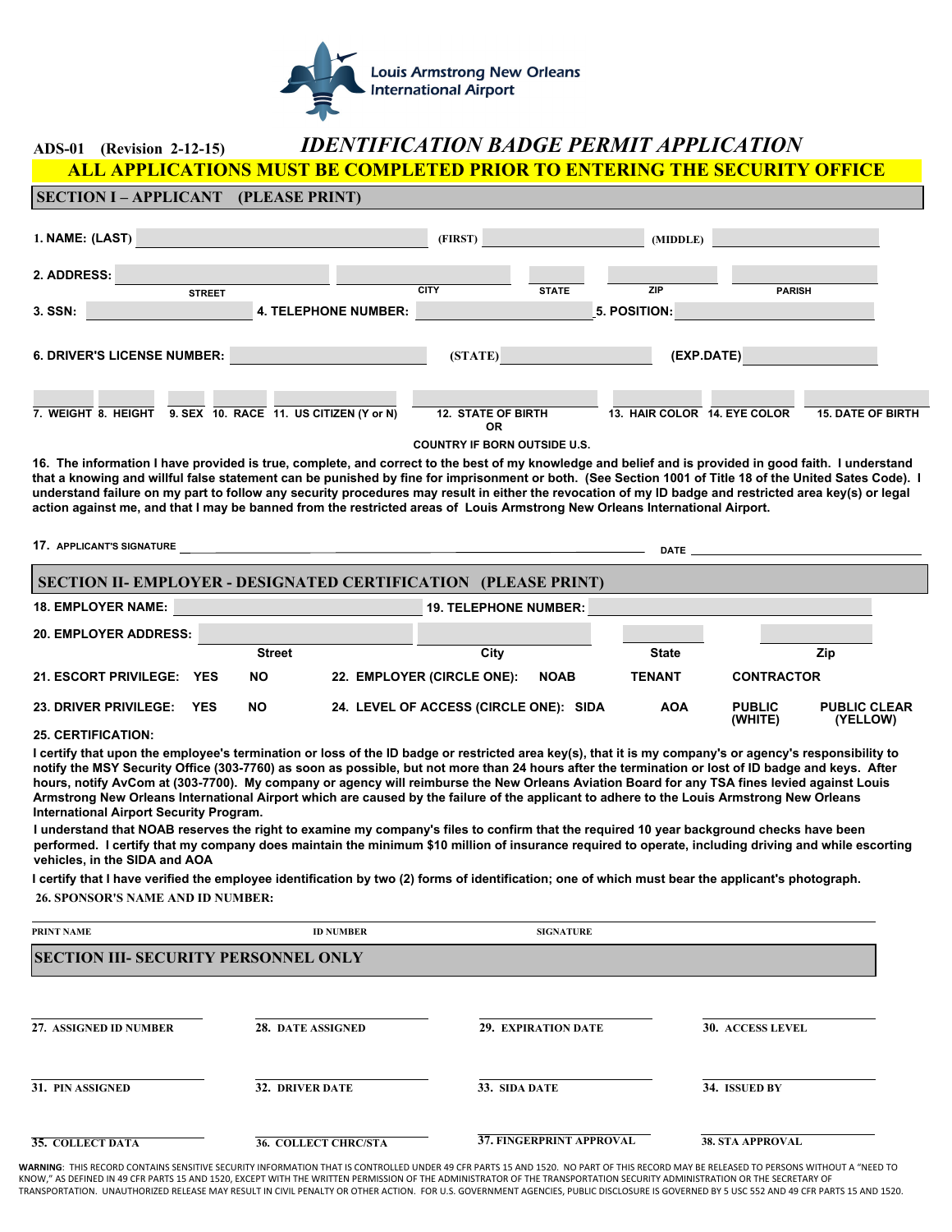Louis Armstrong New Orleans International Airport

**ADS-01 (Revision 2-12-15)** ***IDENTIFICATION BADGE PERMIT APPLICATION***

**ALL APPLICATIONS MUST BE COMPLETED PRIOR TO ENTERING THE SECURITY OFFICE**

## SECTION I – APPLICANT (PLEASE PRINT)

**1. NAME: (LAST)** ______ **(FIRST)** ______ **(MIDDLE)** ______

**2. ADDRESS:** ______ STREET ______ CITY ______ STATE ______ ZIP ______ PARISH

**3. SSN:** ______ **4. TELEPHONE NUMBER:** ______ **5. POSITION:** ______

**6. DRIVER'S LICENSE NUMBER:** ______ **(STATE)** ______ **(EXP.DATE)** ______

| 7. WEIGHT | 8. HEIGHT | 9. SEX | 10. RACE | 11. US CITIZEN (Y or N) | 12. STATE OF BIRTH OR COUNTRY IF BORN OUTSIDE U.S. | 13. HAIR COLOR | 14. EYE COLOR | 15. DATE OF BIRTH |
|---|---|---|---|---|---|---|---|---|
| | | | | | | | | |

**16. The information I have provided is true, complete, and correct to the best of my knowledge and belief and is provided in good faith. I understand that a knowing and willful false statement can be punished by fine for imprisonment or both. (See Section 1001 of Title 18 of the United Sates Code). I understand failure on my part to follow any security procedures may result in either the revocation of my ID badge and restricted area key(s) or legal action against me, and that I may be banned from the restricted areas of Louis Armstrong New Orleans International Airport.**

**17. APPLICANT'S SIGNATURE** ______ **DATE** ______

## SECTION II- EMPLOYER - DESIGNATED CERTIFICATION (PLEASE PRINT)

**18. EMPLOYER NAME:** ______ **19. TELEPHONE NUMBER:** ______

**20. EMPLOYER ADDRESS:** ______ Street ______ City ______ State ______ Zip

**21. ESCORT PRIVILEGE: YES NO** **22. EMPLOYER (CIRCLE ONE): NOAB TENANT CONTRACTOR**

**23. DRIVER PRIVILEGE: YES NO** **24. LEVEL OF ACCESS (CIRCLE ONE): SIDA AOA PUBLIC (WHITE) PUBLIC CLEAR (YELLOW)**

**25. CERTIFICATION:**

**I certify that upon the employee's termination or loss of the ID badge or restricted area key(s), that it is my company's or agency's responsibility to notify the MSY Security Office (303-7760) as soon as possible, but not more than 24 hours after the termination or lost of ID badge and keys. After hours, notify AvCom at (303-7700). My company or agency will reimburse the New Orleans Aviation Board for any TSA fines levied against Louis Armstrong New Orleans International Airport which are caused by the failure of the applicant to adhere to the Louis Armstrong New Orleans International Airport Security Program.**

**I understand that NOAB reserves the right to examine my company's files to confirm that the required 10 year background checks have been performed. I certify that my company does maintain the minimum $10 million of insurance required to operate, including driving and while escorting vehicles, in the SIDA and AOA**

**I certify that I have verified the employee identification by two (2) forms of identification; one of which must bear the applicant's photograph.**

**26. SPONSOR'S NAME AND ID NUMBER:**

| PRINT NAME | ID NUMBER | SIGNATURE |
|---|---|---|
| | | |

## SECTION III- SECURITY PERSONNEL ONLY

| 27. ASSIGNED ID NUMBER | 28. DATE ASSIGNED | 29. EXPIRATION DATE | 30. ACCESS LEVEL |
|---|---|---|---|
| 31. PIN ASSIGNED | 32. DRIVER DATE | 33. SIDA DATE | 34. ISSUED BY |
| 35. COLLECT DATA | 36. COLLECT CHRC/STA | 37. FINGERPRINT APPROVAL | 38. STA APPROVAL |

**WARNING**: THIS RECORD CONTAINS SENSITIVE SECURITY INFORMATION THAT IS CONTROLLED UNDER 49 CFR PARTS 15 AND 1520. NO PART OF THIS RECORD MAY BE RELEASED TO PERSONS WITHOUT A "NEED TO KNOW," AS DEFINED IN 49 CFR PARTS 15 AND 1520, EXCEPT WITH THE WRITTEN PERMISSION OF THE ADMINISTRATOR OF THE TRANSPORTATION SECURITY ADMINISTRATION OR THE SECRETARY OF TRANSPORTATION. UNAUTHORIZED RELEASE MAY RESULT IN CIVIL PENALTY OR OTHER ACTION. FOR U.S. GOVERNMENT AGENCIES, PUBLIC DISCLOSURE IS GOVERNED BY 5 USC 552 AND 49 CFR PARTS 15 AND 1520.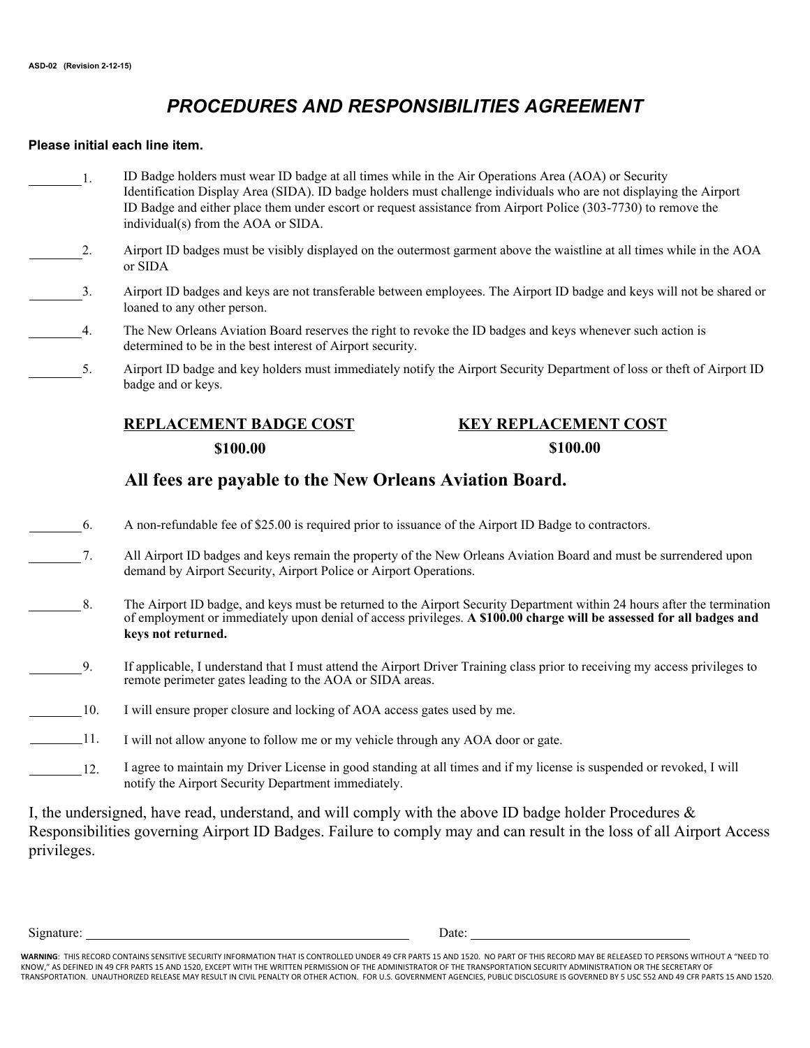ASD-02 (Revision 2-12-15)

# *PROCEDURES AND RESPONSIBILITIES AGREEMENT*

**Please initial each line item.**

________ 1. ID Badge holders must wear ID badge at all times while in the Air Operations Area (AOA) or Security Identification Display Area (SIDA). ID badge holders must challenge individuals who are not displaying the Airport ID Badge and either place them under escort or request assistance from Airport Police (303-7730) to remove the individual(s) from the AOA or SIDA.

________ 2. Airport ID badges must be visibly displayed on the outermost garment above the waistline at all times while in the AOA or SIDA

________ 3. Airport ID badges and keys are not transferable between employees. The Airport ID badge and keys will not be shared or loaned to any other person.

________ 4. The New Orleans Aviation Board reserves the right to revoke the ID badges and keys whenever such action is determined to be in the best interest of Airport security.

________ 5. Airport ID badge and key holders must immediately notify the Airport Security Department of loss or theft of Airport ID badge and or keys.

| **REPLACEMENT BADGE COST** | **KEY REPLACEMENT COST** |
| --- | --- |
| **$100.00** | **$100.00** |

## All fees are payable to the New Orleans Aviation Board.

________ 6. A non-refundable fee of $25.00 is required prior to issuance of the Airport ID Badge to contractors.

________ 7. All Airport ID badges and keys remain the property of the New Orleans Aviation Board and must be surrendered upon demand by Airport Security, Airport Police or Airport Operations.

________ 8. The Airport ID badge, and keys must be returned to the Airport Security Department within 24 hours after the termination of employment or immediately upon denial of access privileges. **A $100.00 charge will be assessed for all badges and keys not returned.**

________ 9. If applicable, I understand that I must attend the Airport Driver Training class prior to receiving my access privileges to remote perimeter gates leading to the AOA or SIDA areas.

________ 10. I will ensure proper closure and locking of AOA access gates used by me.

________ 11. I will not allow anyone to follow me or my vehicle through any AOA door or gate.

________ 12. I agree to maintain my Driver License in good standing at all times and if my license is suspended or revoked, I will notify the Airport Security Department immediately.

I, the undersigned, have read, understand, and will comply with the above ID badge holder Procedures & Responsibilities governing Airport ID Badges. Failure to comply may and can result in the loss of all Airport Access privileges.

Signature: ______________________________ Date: ______________________

**WARNING**: THIS RECORD CONTAINS SENSITIVE SECURITY INFORMATION THAT IS CONTROLLED UNDER 49 CFR PARTS 15 AND 1520. NO PART OF THIS RECORD MAY BE RELEASED TO PERSONS WITHOUT A "NEED TO KNOW," AS DEFINED IN 49 CFR PARTS 15 AND 1520, EXCEPT WITH THE WRITTEN PERMISSION OF THE ADMINISTRATOR OF THE TRANSPORTATION SECURITY ADMINISTRATION OR THE SECRETARY OF TRANSPORTATION. UNAUTHORIZED RELEASE MAY RESULT IN CIVIL PENALTY OR OTHER ACTION. FOR U.S. GOVERNMENT AGENCIES, PUBLIC DISCLOSURE IS GOVERNED BY 5 USC 552 AND 49 CFR PARTS 15 AND 1520.